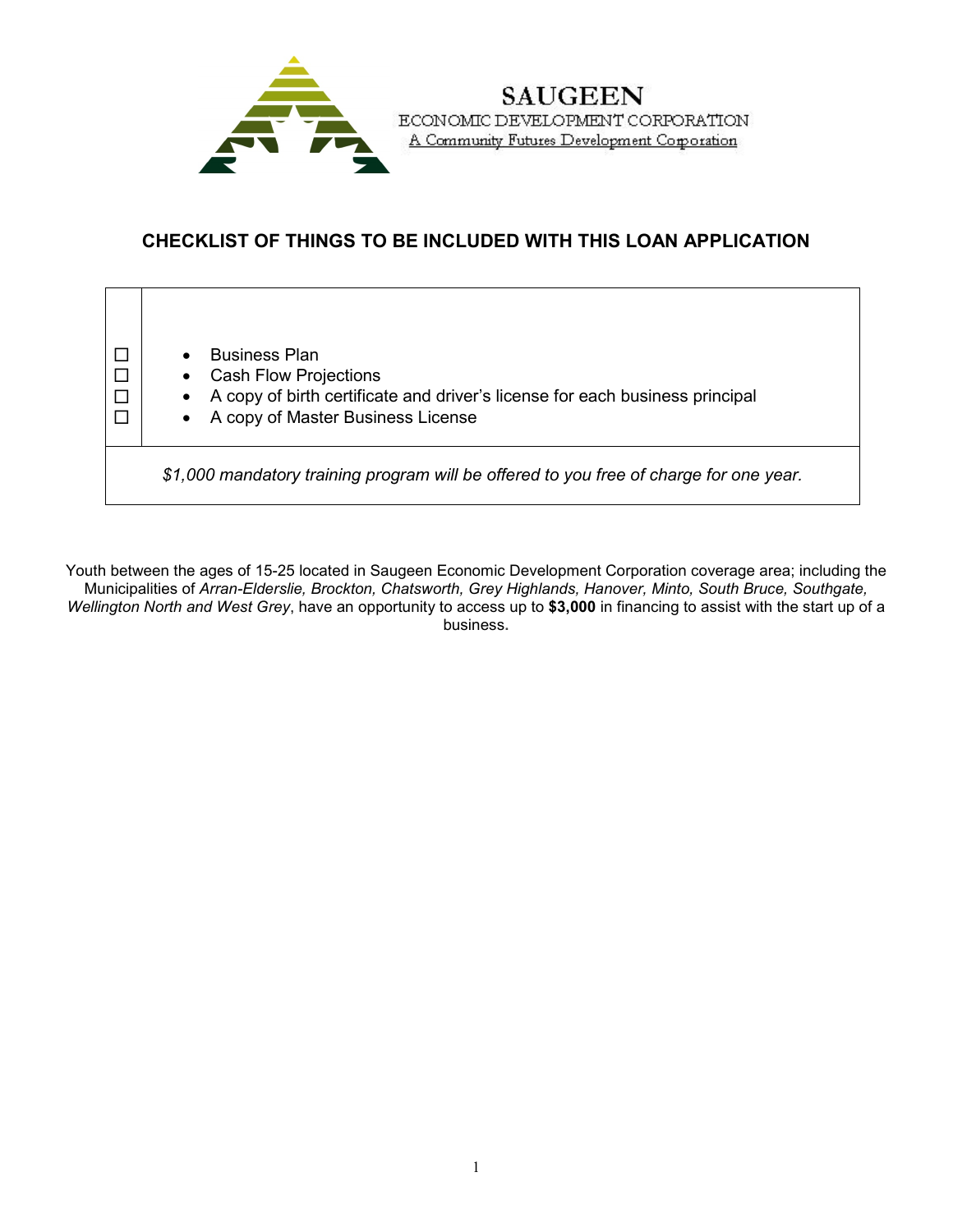# SAUGEEN

ECONOMIC DEVELOPMENT CORPORATION

A Community Futures Development Corporation

## CHECKLIST OF THINGS TO BE INCLUDED WITH THIS LOAN APPLICATION

| | |
|---|---|
| ☐<br>☐<br>☐<br>☐ | • Business Plan<br>• Cash Flow Projections<br>• A copy of birth certificate and driver's license for each business principal<br>• A copy of Master Business License |
| *$1,000 mandatory training program will be offered to you free of charge for one year.* | |

Youth between the ages of 15-25 located in Saugeen Economic Development Corporation coverage area; including the Municipalities of *Arran-Elderslie, Brockton, Chatsworth, Grey Highlands, Hanover, Minto, South Bruce, Southgate, Wellington North and West Grey*, have an opportunity to access up to **$3,000** in financing to assist with the start up of a business.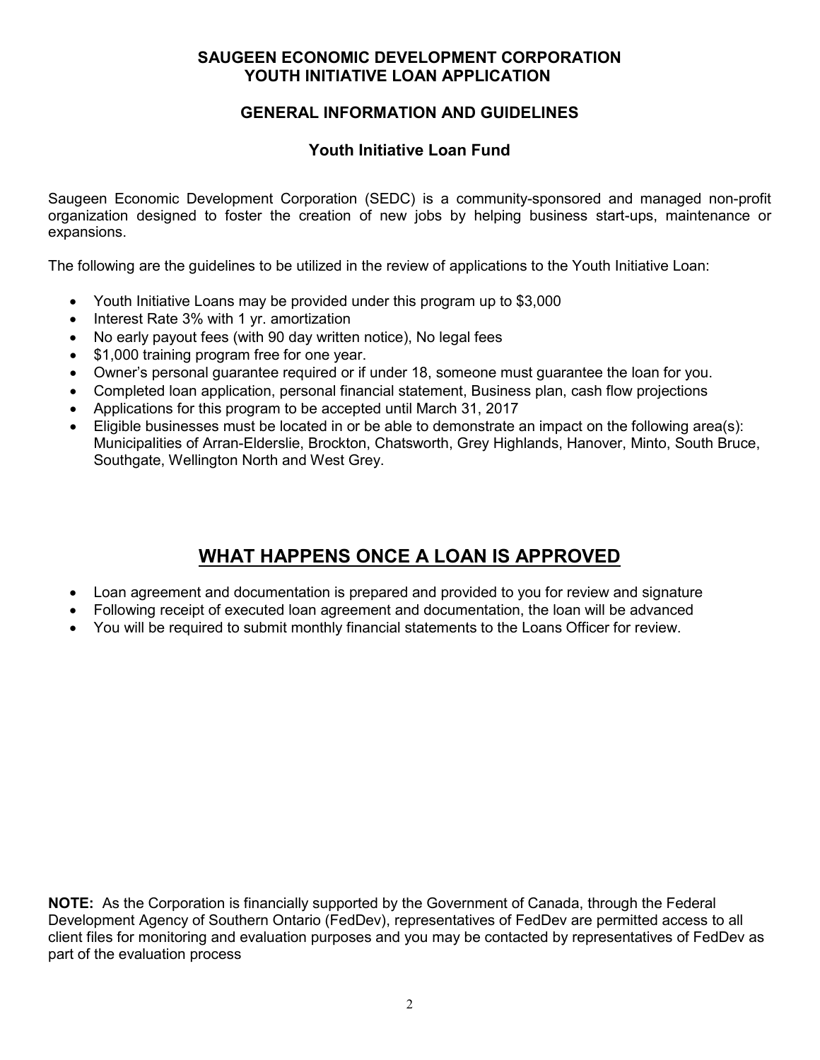# SAUGEEN ECONOMIC DEVELOPMENT CORPORATION
# YOUTH INITIATIVE LOAN APPLICATION

## GENERAL INFORMATION AND GUIDELINES

### Youth Initiative Loan Fund

Saugeen Economic Development Corporation (SEDC) is a community-sponsored and managed non-profit organization designed to foster the creation of new jobs by helping business start-ups, maintenance or expansions.

The following are the guidelines to be utilized in the review of applications to the Youth Initiative Loan:

- Youth Initiative Loans may be provided under this program up to $3,000
- Interest Rate 3% with 1 yr. amortization
- No early payout fees (with 90 day written notice), No legal fees
- $1,000 training program free for one year.
- Owner's personal guarantee required or if under 18, someone must guarantee the loan for you.
- Completed loan application, personal financial statement, Business plan, cash flow projections
- Applications for this program to be accepted until March 31, 2017
- Eligible businesses must be located in or be able to demonstrate an impact on the following area(s): Municipalities of Arran-Elderslie, Brockton, Chatsworth, Grey Highlands, Hanover, Minto, South Bruce, Southgate, Wellington North and West Grey.

## WHAT HAPPENS ONCE A LOAN IS APPROVED

- Loan agreement and documentation is prepared and provided to you for review and signature
- Following receipt of executed loan agreement and documentation, the loan will be advanced
- You will be required to submit monthly financial statements to the Loans Officer for review.

**NOTE:** As the Corporation is financially supported by the Government of Canada, through the Federal Development Agency of Southern Ontario (FedDev), representatives of FedDev are permitted access to all client files for monitoring and evaluation purposes and you may be contacted by representatives of FedDev as part of the evaluation process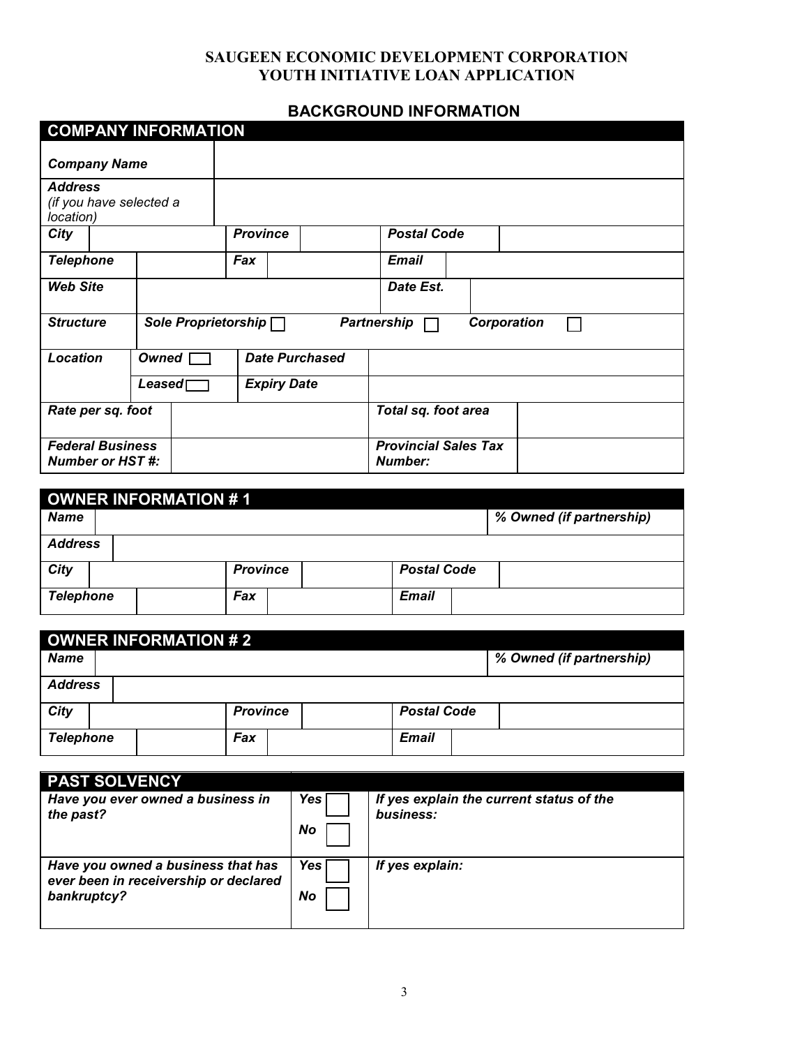# SAUGEEN ECONOMIC DEVELOPMENT CORPORATION
# YOUTH INITIATIVE LOAN APPLICATION

## BACKGROUND INFORMATION

### COMPANY INFORMATION

| | | | | | |
|---|---|---|---|---|---|
| ***Company Name*** | | | | | |
| ***Address*** *(if you have selected a location)* | | | | | |
| ***City*** | | ***Province*** | | ***Postal Code*** | |
| ***Telephone*** | | ***Fax*** | | ***Email*** | |
| ***Web Site*** | | | | ***Date Est.*** | |
| ***Structure*** | ***Sole Proprietorship*** ☐ | | ***Partnership*** ☐ | ***Corporation*** ☐ | |
| ***Location*** | ***Owned*** ☐ | ***Date Purchased*** | | | |
| | ***Leased*** ☐ | ***Expiry Date*** | | | |
| ***Rate per sq. foot*** | | | ***Total sq. foot area*** | | |
| ***Federal Business Number or HST #:*** | | | ***Provincial Sales Tax Number:*** | | |

### OWNER INFORMATION # 1

| | | | | | |
|---|---|---|---|---|---|
| ***Name*** | | | | ***% Owned (if partnership)*** | |
| ***Address*** | | | | | |
| ***City*** | | ***Province*** | | ***Postal Code*** | |
| ***Telephone*** | | ***Fax*** | | ***Email*** | |

### OWNER INFORMATION # 2

| | | | | | |
|---|---|---|---|---|---|
| ***Name*** | | | | ***% Owned (if partnership)*** | |
| ***Address*** | | | | | |
| ***City*** | | ***Province*** | | ***Postal Code*** | |
| ***Telephone*** | | ***Fax*** | | ***Email*** | |

### PAST SOLVENCY

| | | |
|---|---|---|
| ***Have you ever owned a business in the past?*** | ***Yes*** ☐ ***No*** ☐ | ***If yes explain the current status of the business:*** |
| ***Have you owned a business that has ever been in receivership or declared bankruptcy?*** | ***Yes*** ☐ ***No*** ☐ | ***If yes explain:*** |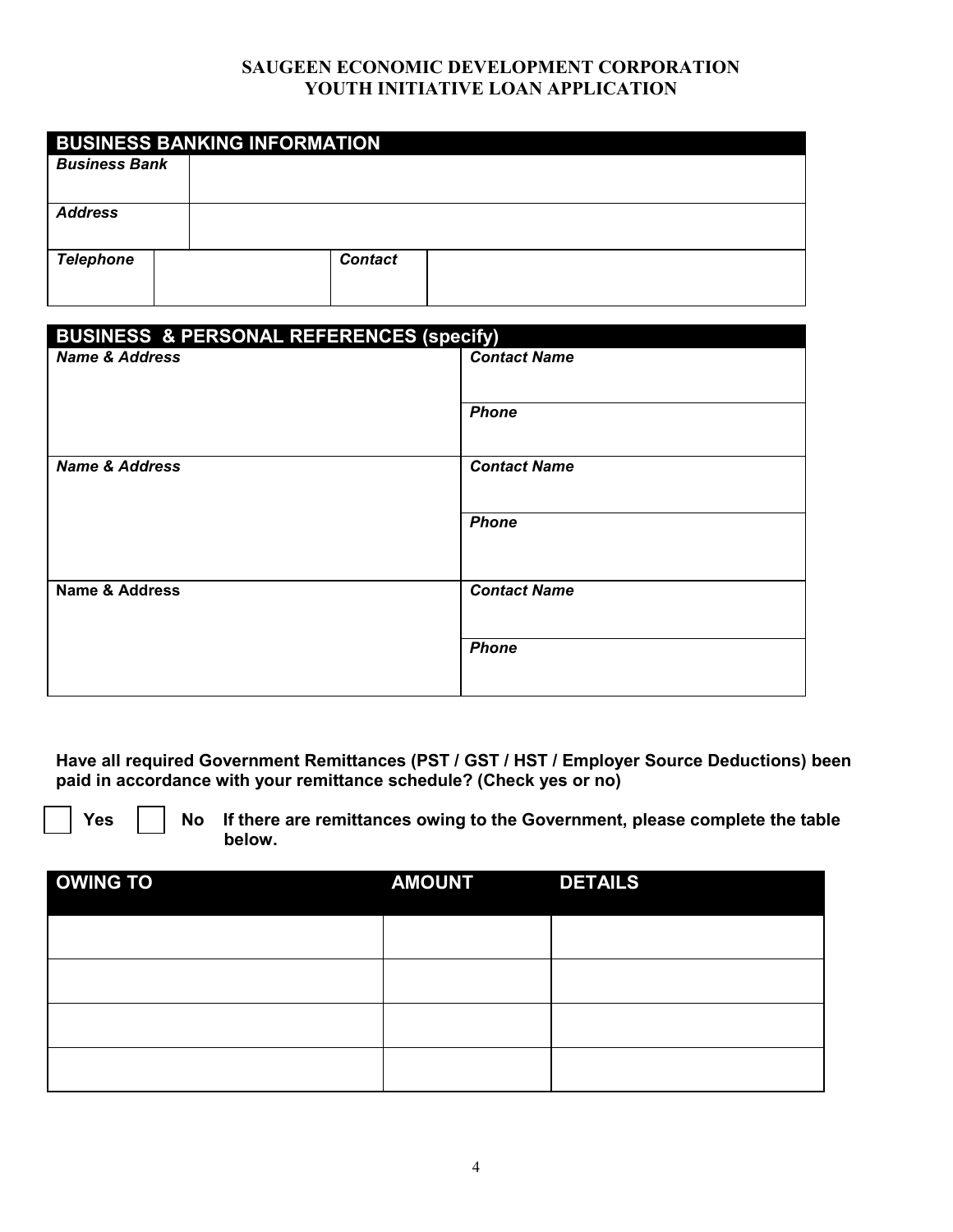**SAUGEEN ECONOMIC DEVELOPMENT CORPORATION**
**YOUTH INITIATIVE LOAN APPLICATION**

| BUSINESS BANKING INFORMATION | | | |
|---|---|---|---|
| *Business Bank* | | | |
| *Address* | | | |
| *Telephone* | | *Contact* | |

| BUSINESS & PERSONAL REFERENCES (specify) | |
|---|---|
| *Name & Address* | *Contact Name* |
| | *Phone* |
| *Name & Address* | *Contact Name* |
| | *Phone* |
| Name & Address | *Contact Name* |
| | *Phone* |

**Have all required Government Remittances (PST / GST / HST / Employer Source Deductions) been paid in accordance with your remittance schedule? (Check yes or no)**

☐ **Yes** ☐ **No** **If there are remittances owing to the Government, please complete the table below.**

| OWING TO | AMOUNT | DETAILS |
|---|---|---|
| | | |
| | | |
| | | |
| | | |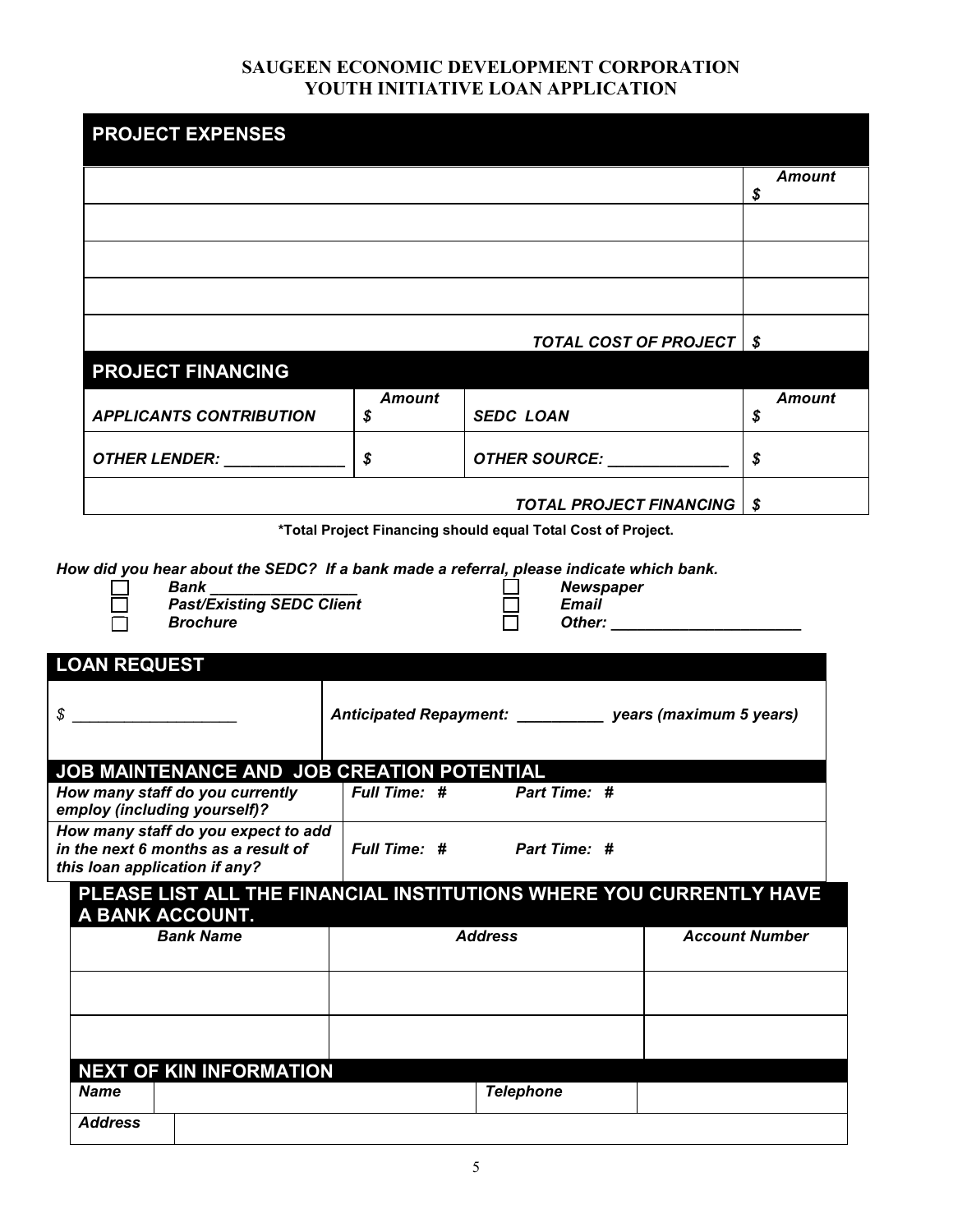**SAUGEEN ECONOMIC DEVELOPMENT CORPORATION**
**YOUTH INITIATIVE LOAN APPLICATION**

## PROJECT EXPENSES

| | ***Amount*** **$** |
|---|---|
| | |
| | |
| | |
| ***TOTAL COST OF PROJECT*** | **$** |

## PROJECT FINANCING

| | | | |
|---|---|---|---|
| ***APPLICANTS CONTRIBUTION*** | ***Amount*** **$** | ***SEDC LOAN*** | ***Amount*** **$** |
| ***OTHER LENDER: ______________*** | **$** | ***OTHER SOURCE: ______________*** | **$** |
| | | ***TOTAL PROJECT FINANCING*** | **$** |

**\*Total Project Financing should equal Total Cost of Project.**

***How did you hear about the SEDC? If a bank made a referral, please indicate which bank.***

- ☐ ***Bank _________________***
- ☐ ***Past/Existing SEDC Client***
- ☐ ***Brochure***
- ☐ ***Newspaper***
- ☐ ***Email***
- ☐ ***Other: ______________________***

## LOAN REQUEST

| | |
|---|---|
| *$ ___________________* | ***Anticipated Repayment: __________ years (maximum 5 years)*** |

## JOB MAINTENANCE AND JOB CREATION POTENTIAL

| | |
|---|---|
| ***How many staff do you currently employ (including yourself)?*** | ***Full Time: #*** ***Part Time: #*** |
| ***How many staff do you expect to add in the next 6 months as a result of this loan application if any?*** | ***Full Time: #*** ***Part Time: #*** |

## PLEASE LIST ALL THE FINANCIAL INSTITUTIONS WHERE YOU CURRENTLY HAVE A BANK ACCOUNT.

| ***Bank Name*** | ***Address*** | ***Account Number*** |
|---|---|---|
| | | |
| | | |
| | | |

## NEXT OF KIN INFORMATION

| | | | |
|---|---|---|---|
| ***Name*** | | ***Telephone*** | |
| ***Address*** | | | |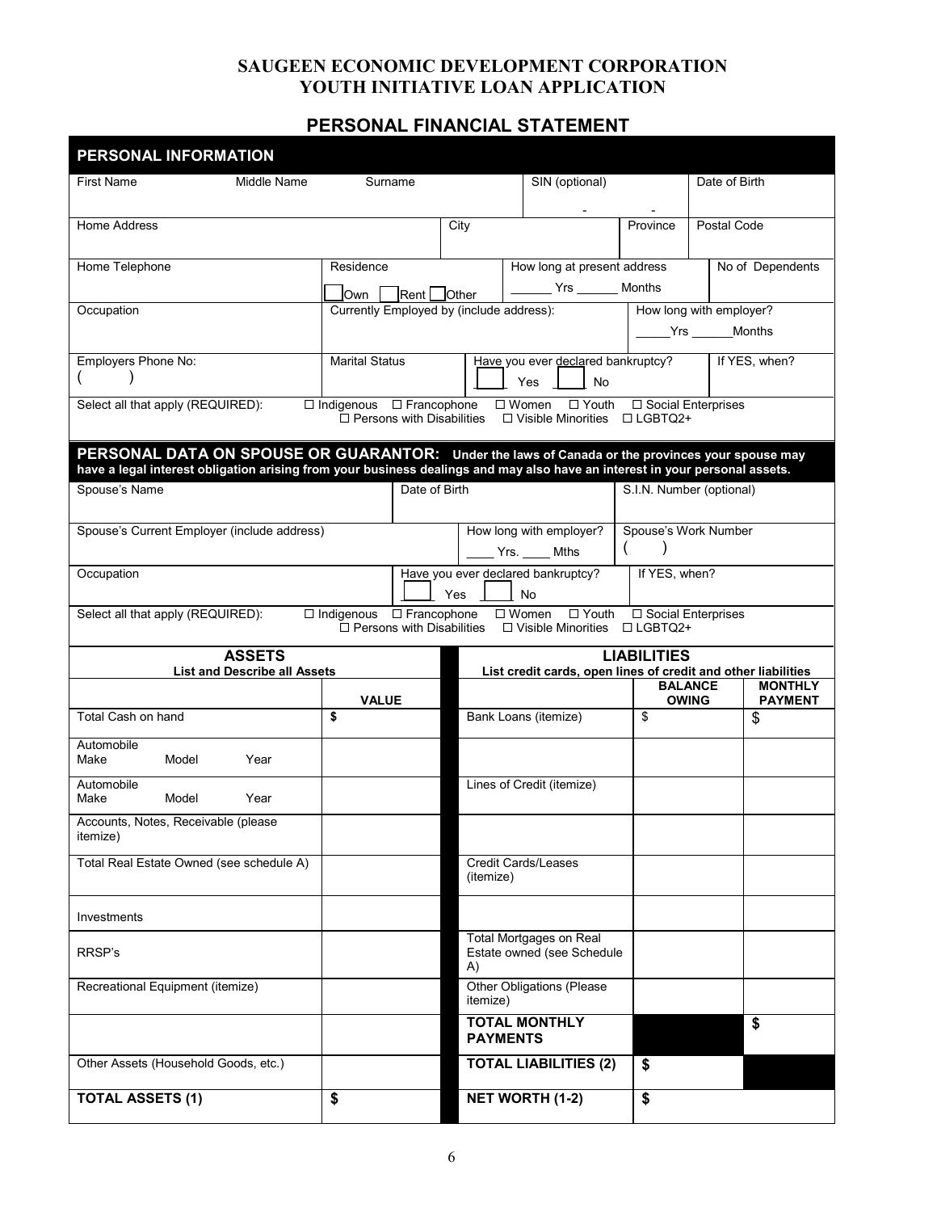# SAUGEEN ECONOMIC DEVELOPMENT CORPORATION
# YOUTH INITIATIVE LOAN APPLICATION

## PERSONAL FINANCIAL STATEMENT

### PERSONAL INFORMATION

| First Name | Middle Name | Surname | SIN (optional) | Date of Birth |
|---|---|---|---|---|
| | | | - - | |

| Home Address | City | Province | Postal Code |
|---|---|---|---|
| | | | |

| Home Telephone | Residence | How long at present address | No of Dependents |
|---|---|---|---|
| | ☐ Own ☐ Rent ☐ Other | _____ Yrs _____ Months | |

| Occupation | Currently Employed by (include address): | How long with employer? |
|---|---|---|
| | | _____ Yrs _____ Months |

| Employers Phone No: | Marital Status | Have you ever declared bankruptcy? | If YES, when? |
|---|---|---|---|
| ( ) | | ☐ Yes ☐ No | |

Select all that apply (REQUIRED): ☐ Indigenous ☐ Francophone ☐ Women ☐ Youth ☐ Social Enterprises ☐ Persons with Disabilities ☐ Visible Minorities ☐ LGBTQ2+

### PERSONAL DATA ON SPOUSE OR GUARANTOR:

**Under the laws of Canada or the provinces your spouse may have a legal interest obligation arising from your business dealings and may also have an interest in your personal assets.**

| Spouse's Name | Date of Birth | S.I.N. Number (optional) |
|---|---|---|
| | | |

| Spouse's Current Employer (include address) | How long with employer? | Spouse's Work Number |
|---|---|---|
| | ____ Yrs. ____ Mths | ( ) |

| Occupation | Have you ever declared bankruptcy? | If YES, when? |
|---|---|---|
| | ☐ Yes ☐ No | |

Select all that apply (REQUIRED): ☐ Indigenous ☐ Francophone ☐ Women ☐ Youth ☐ Social Enterprises ☐ Persons with Disabilities ☐ Visible Minorities ☐ LGBTQ2+

| **ASSETS** List and Describe all Assets | **VALUE** | **LIABILITIES** List credit cards, open lines of credit and other liabilities | **BALANCE OWING** | **MONTHLY PAYMENT** |
|---|---|---|---|---|
| Total Cash on hand | $ | Bank Loans (itemize) | $ | $ |
| Automobile Make Model Year | | | | |
| Automobile Make Model Year | | Lines of Credit (itemize) | | |
| Accounts, Notes, Receivable (please itemize) | | | | |
| Total Real Estate Owned (see schedule A) | | Credit Cards/Leases (itemize) | | |
| Investments | | | | |
| RRSP's | | Total Mortgages on Real Estate owned (see Schedule A) | | |
| Recreational Equipment (itemize) | | Other Obligations (Please itemize) | | |
| | | **TOTAL MONTHLY PAYMENTS** | | **$** |
| Other Assets (Household Goods, etc.) | | **TOTAL LIABILITIES (2)** | **$** | |
| **TOTAL ASSETS (1)** | **$** | **NET WORTH (1-2)** | **$** | |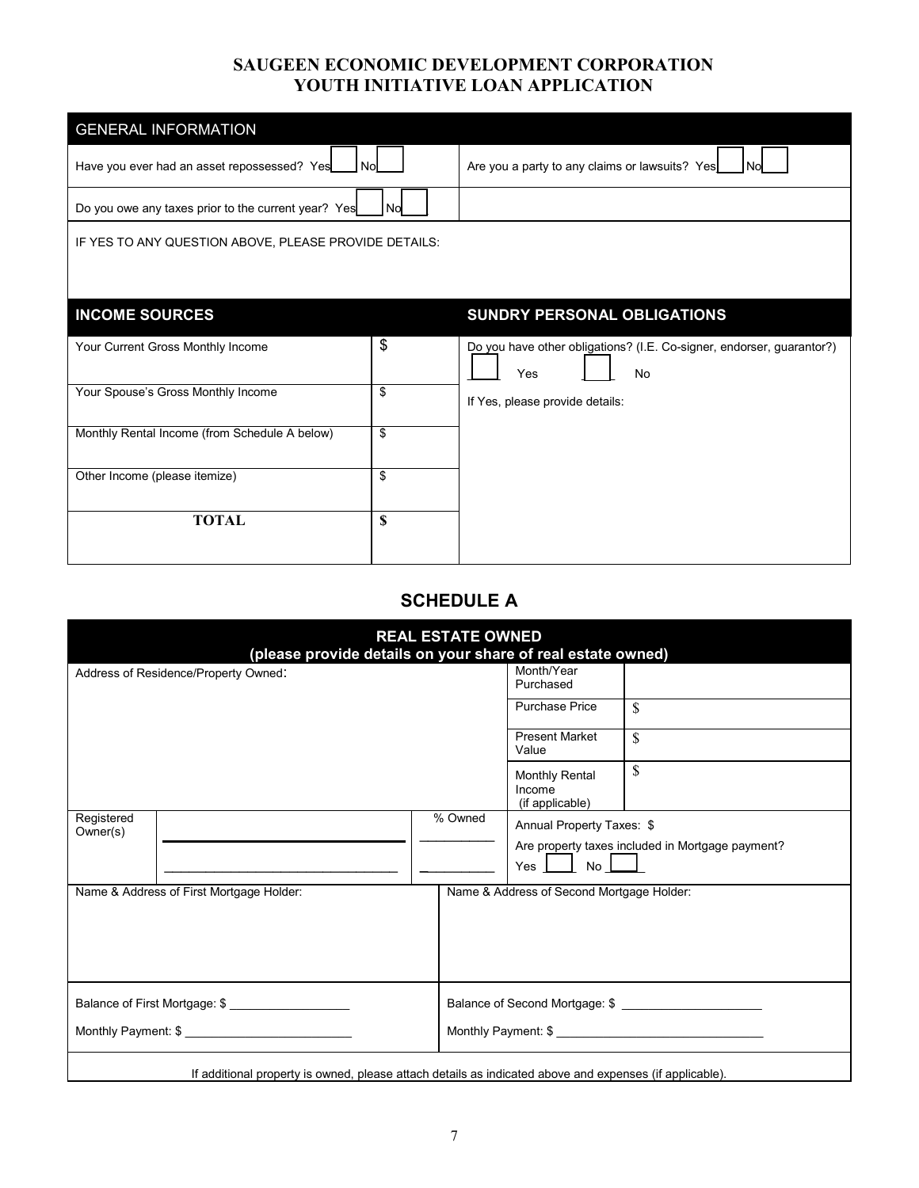# SAUGEEN ECONOMIC DEVELOPMENT CORPORATION
# YOUTH INITIATIVE LOAN APPLICATION

| GENERAL INFORMATION | |
|---|---|
| Have you ever had an asset repossessed? Yes ☐ No ☐ | Are you a party to any claims or lawsuits? Yes ☐ No ☐ |
| Do you owe any taxes prior to the current year? Yes ☐ No ☐ | |
| IF YES TO ANY QUESTION ABOVE, PLEASE PROVIDE DETAILS: | |

| INCOME SOURCES | | SUNDRY PERSONAL OBLIGATIONS |
|---|---|---|
| Your Current Gross Monthly Income | $ | Do you have other obligations? (I.E. Co-signer, endorser, guarantor?) ☐ Yes ☐ No |
| Your Spouse's Gross Monthly Income | $ | If Yes, please provide details: |
| Monthly Rental Income (from Schedule A below) | $ | |
| Other Income (please itemize) | $ | |
| **TOTAL** | **$** | |

## SCHEDULE A

**REAL ESTATE OWNED**
**(please provide details on your share of real estate owned)**

| | | | | |
|---|---|---|---|---|
| Address of Residence/Property Owned: | | | Month/Year Purchased | |
| | | | Purchase Price | $ |
| | | | Present Market Value | $ |
| | | | Monthly Rental Income (if applicable) | $ |
| Registered Owner(s) | ______________________ <br> ______________________ | % Owned <br> __________ <br> __________ | Annual Property Taxes: $ <br> Are property taxes included in Mortgage payment? <br> Yes ☐ No ☐ | |

| | |
|---|---|
| Name & Address of First Mortgage Holder: | Name & Address of Second Mortgage Holder: |
| Balance of First Mortgage: $ __________________ <br> Monthly Payment: $ ________________________ | Balance of Second Mortgage: $ ____________________ <br> Monthly Payment: $ ______________________________ |

If additional property is owned, please attach details as indicated above and expenses (if applicable).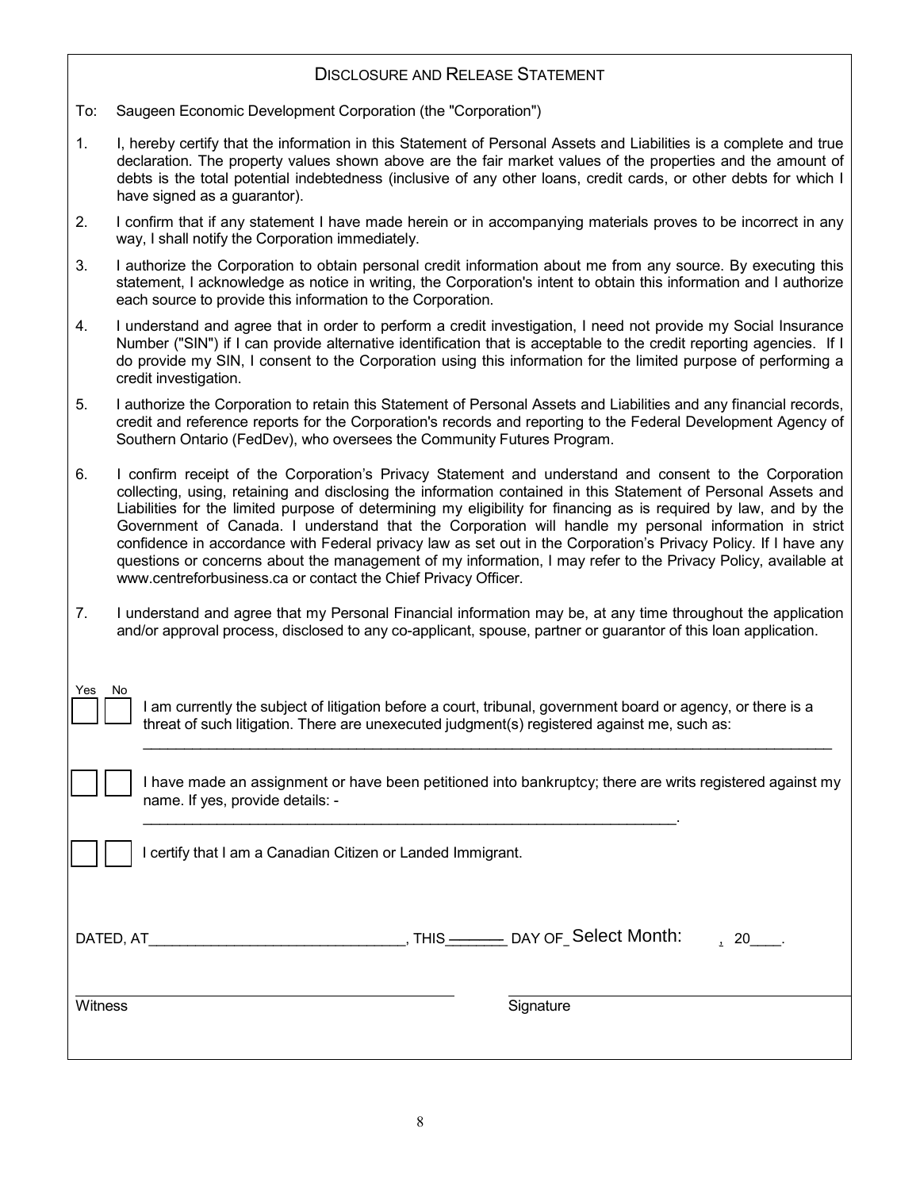## Disclosure and Release Statement

To: Saugeen Economic Development Corporation (the "Corporation")

1. I, hereby certify that the information in this Statement of Personal Assets and Liabilities is a complete and true declaration. The property values shown above are the fair market values of the properties and the amount of debts is the total potential indebtedness (inclusive of any other loans, credit cards, or other debts for which I have signed as a guarantor).
2. I confirm that if any statement I have made herein or in accompanying materials proves to be incorrect in any way, I shall notify the Corporation immediately.
3. I authorize the Corporation to obtain personal credit information about me from any source. By executing this statement, I acknowledge as notice in writing, the Corporation's intent to obtain this information and I authorize each source to provide this information to the Corporation.
4. I understand and agree that in order to perform a credit investigation, I need not provide my Social Insurance Number ("SIN") if I can provide alternative identification that is acceptable to the credit reporting agencies. If I do provide my SIN, I consent to the Corporation using this information for the limited purpose of performing a credit investigation.
5. I authorize the Corporation to retain this Statement of Personal Assets and Liabilities and any financial records, credit and reference reports for the Corporation's records and reporting to the Federal Development Agency of Southern Ontario (FedDev), who oversees the Community Futures Program.
6. I confirm receipt of the Corporation's Privacy Statement and understand and consent to the Corporation collecting, using, retaining and disclosing the information contained in this Statement of Personal Assets and Liabilities for the limited purpose of determining my eligibility for financing as is required by law, and by the Government of Canada. I understand that the Corporation will handle my personal information in strict confidence in accordance with Federal privacy law as set out in the Corporation's Privacy Policy. If I have any questions or concerns about the management of my information, I may refer to the Privacy Policy, available at www.centreforbusiness.ca or contact the Chief Privacy Officer.
7. I understand and agree that my Personal Financial information may be, at any time throughout the application and/or approval process, disclosed to any co-applicant, spouse, partner or guarantor of this loan application.

| Yes | No | |
|---|---|---|
| ☐ | ☐ | I am currently the subject of litigation before a court, tribunal, government board or agency, or there is a threat of such litigation. There are unexecuted judgment(s) registered against me, such as: ______________________________ |
| ☐ | ☐ | I have made an assignment or have been petitioned into bankruptcy; there are writs registered against my name. If yes, provide details: - ______________________________. |
| ☐ | ☐ | I certify that I am a Canadian Citizen or Landed Immigrant. |

DATED, AT______________________________, THIS_______ DAY OF_Select Month: , 20____.

______________________________ ______________________________

Witness Signature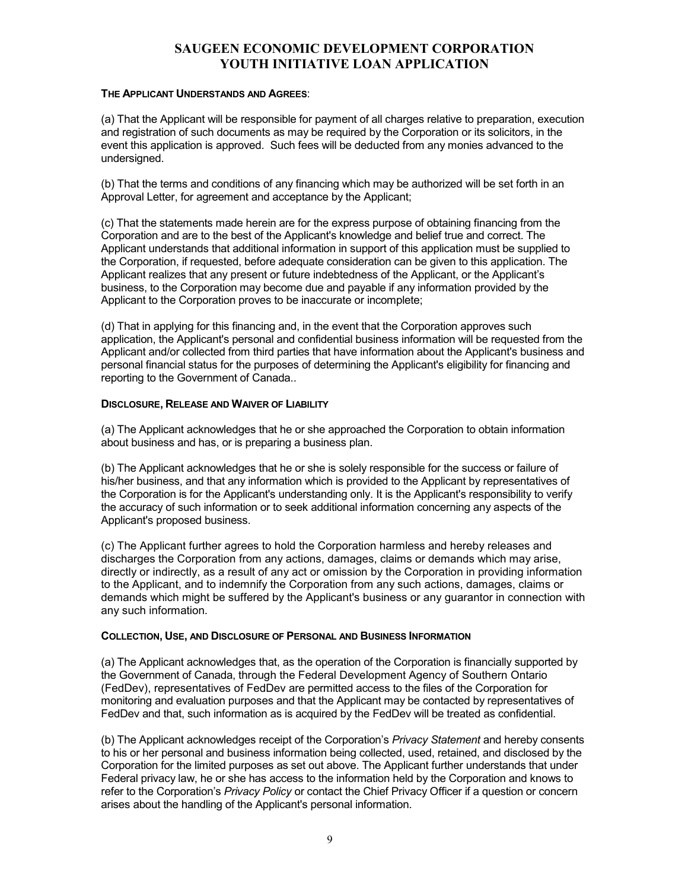# SAUGEEN ECONOMIC DEVELOPMENT CORPORATION
# YOUTH INITIATIVE LOAN APPLICATION

**THE APPLICANT UNDERSTANDS AND AGREES**:

(a) That the Applicant will be responsible for payment of all charges relative to preparation, execution and registration of such documents as may be required by the Corporation or its solicitors, in the event this application is approved. Such fees will be deducted from any monies advanced to the undersigned.

(b) That the terms and conditions of any financing which may be authorized will be set forth in an Approval Letter, for agreement and acceptance by the Applicant;

(c) That the statements made herein are for the express purpose of obtaining financing from the Corporation and are to the best of the Applicant's knowledge and belief true and correct. The Applicant understands that additional information in support of this application must be supplied to the Corporation, if requested, before adequate consideration can be given to this application. The Applicant realizes that any present or future indebtedness of the Applicant, or the Applicant's business, to the Corporation may become due and payable if any information provided by the Applicant to the Corporation proves to be inaccurate or incomplete;

(d) That in applying for this financing and, in the event that the Corporation approves such application, the Applicant's personal and confidential business information will be requested from the Applicant and/or collected from third parties that have information about the Applicant's business and personal financial status for the purposes of determining the Applicant's eligibility for financing and reporting to the Government of Canada..

**DISCLOSURE, RELEASE AND WAIVER OF LIABILITY**

(a) The Applicant acknowledges that he or she approached the Corporation to obtain information about business and has, or is preparing a business plan.

(b) The Applicant acknowledges that he or she is solely responsible for the success or failure of his/her business, and that any information which is provided to the Applicant by representatives of the Corporation is for the Applicant's understanding only. It is the Applicant's responsibility to verify the accuracy of such information or to seek additional information concerning any aspects of the Applicant's proposed business.

(c) The Applicant further agrees to hold the Corporation harmless and hereby releases and discharges the Corporation from any actions, damages, claims or demands which may arise, directly or indirectly, as a result of any act or omission by the Corporation in providing information to the Applicant, and to indemnify the Corporation from any such actions, damages, claims or demands which might be suffered by the Applicant's business or any guarantor in connection with any such information.

**COLLECTION, USE, AND DISCLOSURE OF PERSONAL AND BUSINESS INFORMATION**

(a) The Applicant acknowledges that, as the operation of the Corporation is financially supported by the Government of Canada, through the Federal Development Agency of Southern Ontario (FedDev), representatives of FedDev are permitted access to the files of the Corporation for monitoring and evaluation purposes and that the Applicant may be contacted by representatives of FedDev and that, such information as is acquired by the FedDev will be treated as confidential.

(b) The Applicant acknowledges receipt of the Corporation's *Privacy Statement* and hereby consents to his or her personal and business information being collected, used, retained, and disclosed by the Corporation for the limited purposes as set out above. The Applicant further understands that under Federal privacy law, he or she has access to the information held by the Corporation and knows to refer to the Corporation's *Privacy Policy* or contact the Chief Privacy Officer if a question or concern arises about the handling of the Applicant's personal information.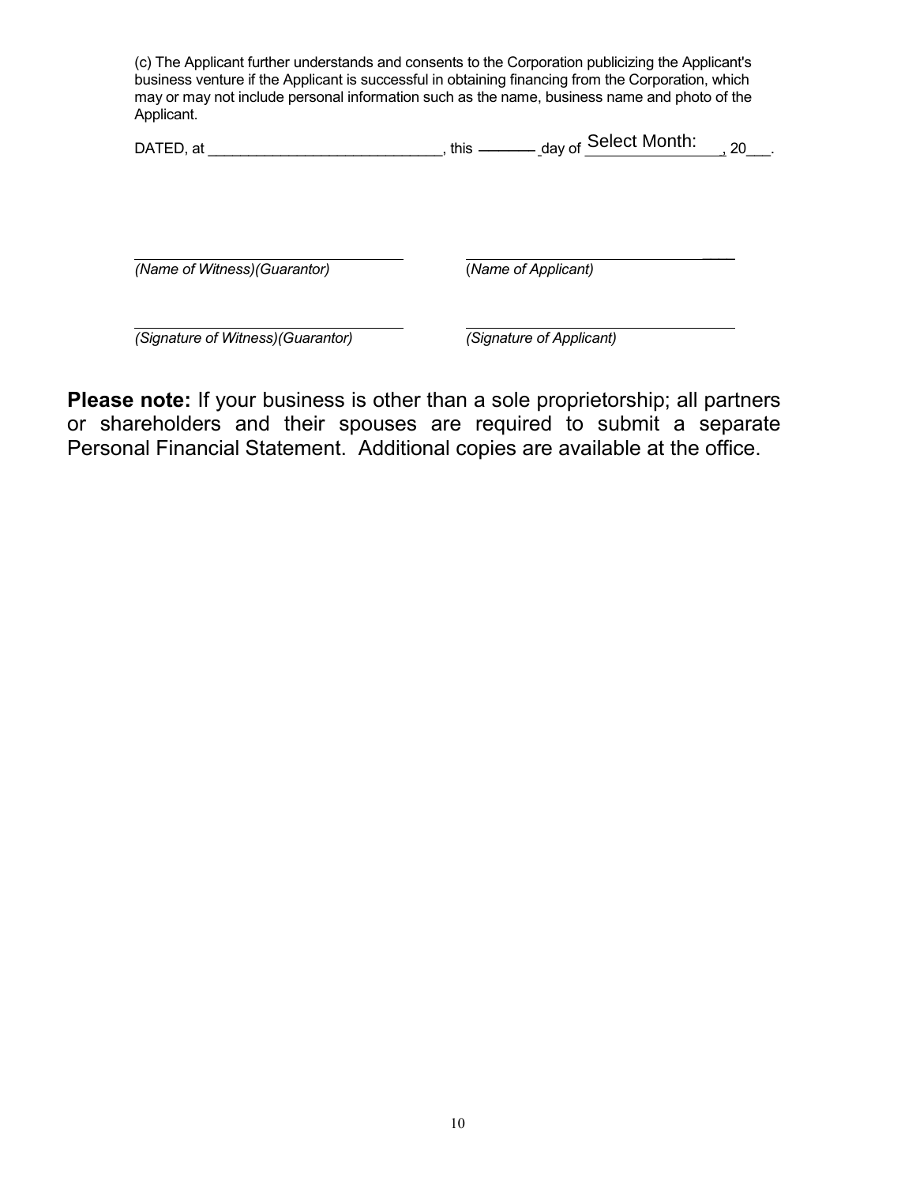(c) The Applicant further understands and consents to the Corporation publicizing the Applicant's business venture if the Applicant is successful in obtaining financing from the Corporation, which may or may not include personal information such as the name, business name and photo of the Applicant.

DATED, at ____________________________, this _______ day of Select Month: ________, 20___.

| | |
|---|---|
| ______________________________ | ______________________________ |
| *(Name of Witness)(Guarantor)* | *(Name of Applicant)* |
| ______________________________ | ______________________________ |
| *(Signature of Witness)(Guarantor)* | *(Signature of Applicant)* |

**Please note:** If your business is other than a sole proprietorship; all partners or shareholders and their spouses are required to submit a separate Personal Financial Statement. Additional copies are available at the office.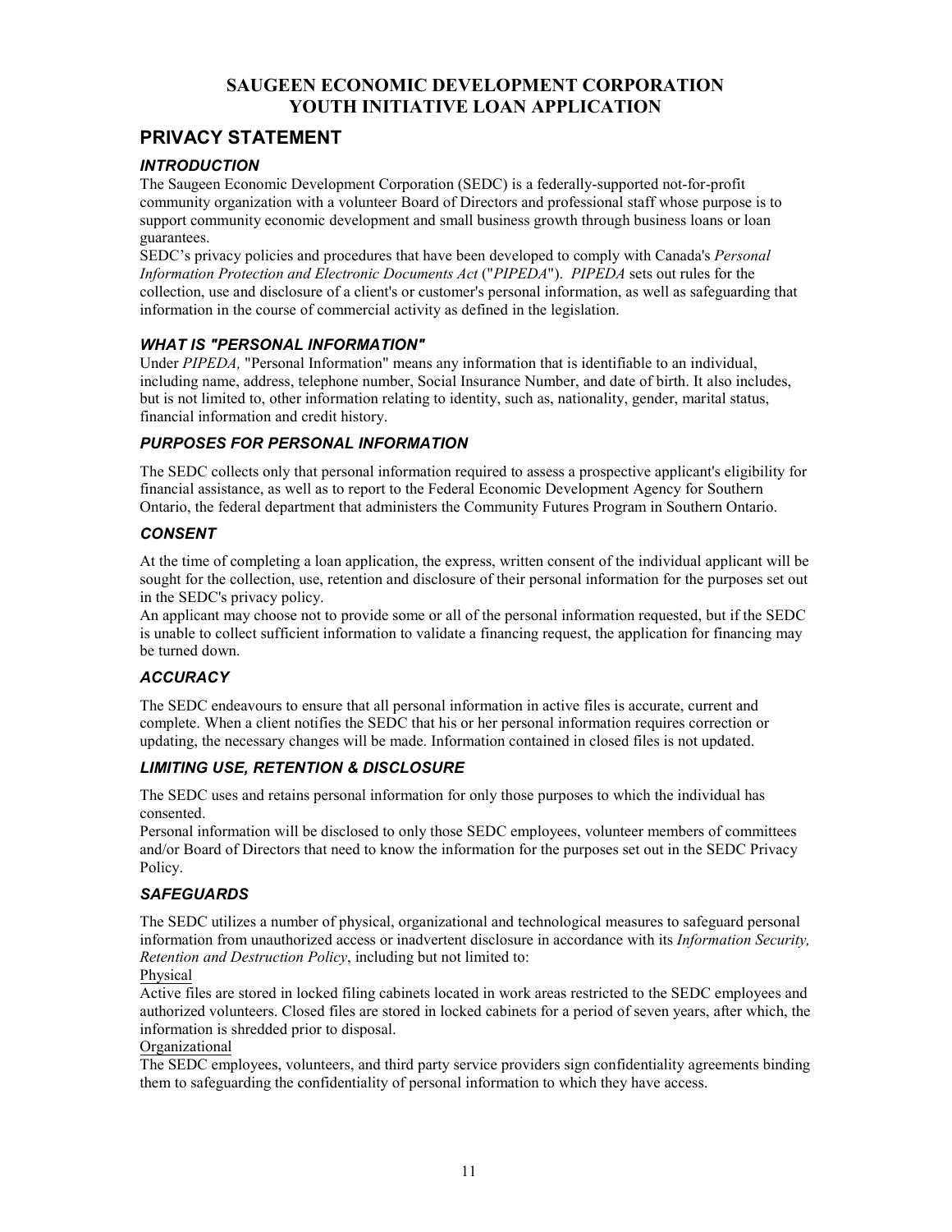# SAUGEEN ECONOMIC DEVELOPMENT CORPORATION
# YOUTH INITIATIVE LOAN APPLICATION

## PRIVACY STATEMENT

### *INTRODUCTION*

The Saugeen Economic Development Corporation (SEDC) is a federally-supported not-for-profit community organization with a volunteer Board of Directors and professional staff whose purpose is to support community economic development and small business growth through business loans or loan guarantees.

SEDC's privacy policies and procedures that have been developed to comply with Canada's *Personal Information Protection and Electronic Documents Act* ("*PIPEDA*"). *PIPEDA* sets out rules for the collection, use and disclosure of a client's or customer's personal information, as well as safeguarding that information in the course of commercial activity as defined in the legislation.

### *WHAT IS "PERSONAL INFORMATION"*

Under *PIPEDA,* "Personal Information" means any information that is identifiable to an individual, including name, address, telephone number, Social Insurance Number, and date of birth. It also includes, but is not limited to, other information relating to identity, such as, nationality, gender, marital status, financial information and credit history.

### *PURPOSES FOR PERSONAL INFORMATION*

The SEDC collects only that personal information required to assess a prospective applicant's eligibility for financial assistance, as well as to report to the Federal Economic Development Agency for Southern Ontario, the federal department that administers the Community Futures Program in Southern Ontario.

### *CONSENT*

At the time of completing a loan application, the express, written consent of the individual applicant will be sought for the collection, use, retention and disclosure of their personal information for the purposes set out in the SEDC's privacy policy.

An applicant may choose not to provide some or all of the personal information requested, but if the SEDC is unable to collect sufficient information to validate a financing request, the application for financing may be turned down.

### *ACCURACY*

The SEDC endeavours to ensure that all personal information in active files is accurate, current and complete. When a client notifies the SEDC that his or her personal information requires correction or updating, the necessary changes will be made. Information contained in closed files is not updated.

### *LIMITING USE, RETENTION & DISCLOSURE*

The SEDC uses and retains personal information for only those purposes to which the individual has consented.

Personal information will be disclosed to only those SEDC employees, volunteer members of committees and/or Board of Directors that need to know the information for the purposes set out in the SEDC Privacy Policy.

### *SAFEGUARDS*

The SEDC utilizes a number of physical, organizational and technological measures to safeguard personal information from unauthorized access or inadvertent disclosure in accordance with its *Information Security, Retention and Destruction Policy*, including but not limited to:

Physical

Active files are stored in locked filing cabinets located in work areas restricted to the SEDC employees and authorized volunteers. Closed files are stored in locked cabinets for a period of seven years, after which, the information is shredded prior to disposal.

Organizational

The SEDC employees, volunteers, and third party service providers sign confidentiality agreements binding them to safeguarding the confidentiality of personal information to which they have access.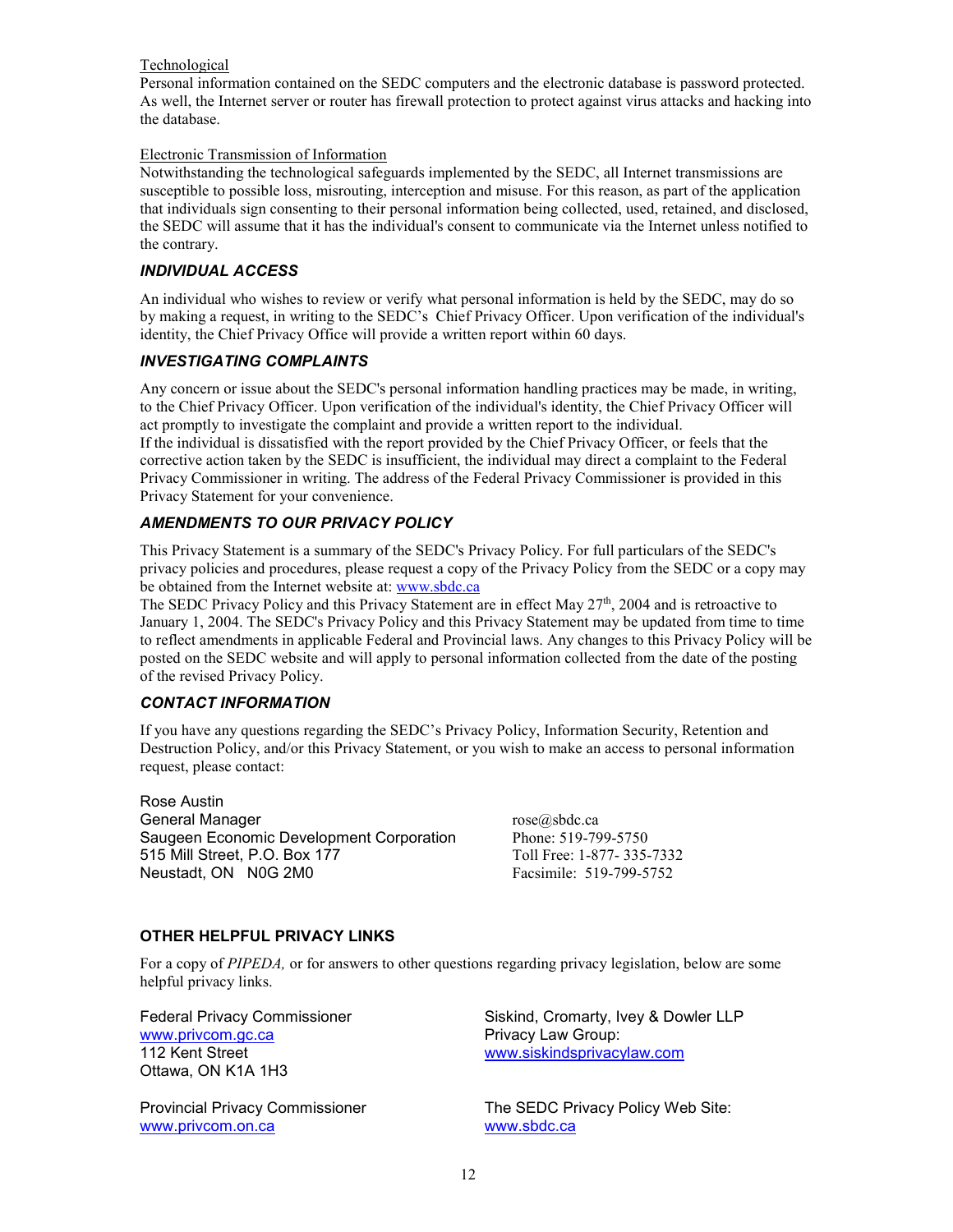Technological

Personal information contained on the SEDC computers and the electronic database is password protected. As well, the Internet server or router has firewall protection to protect against virus attacks and hacking into the database.

Electronic Transmission of Information

Notwithstanding the technological safeguards implemented by the SEDC, all Internet transmissions are susceptible to possible loss, misrouting, interception and misuse. For this reason, as part of the application that individuals sign consenting to their personal information being collected, used, retained, and disclosed, the SEDC will assume that it has the individual's consent to communicate via the Internet unless notified to the contrary.

### *INDIVIDUAL ACCESS*

An individual who wishes to review or verify what personal information is held by the SEDC, may do so by making a request, in writing to the SEDC's Chief Privacy Officer. Upon verification of the individual's identity, the Chief Privacy Office will provide a written report within 60 days.

### *INVESTIGATING COMPLAINTS*

Any concern or issue about the SEDC's personal information handling practices may be made, in writing, to the Chief Privacy Officer. Upon verification of the individual's identity, the Chief Privacy Officer will act promptly to investigate the complaint and provide a written report to the individual.
If the individual is dissatisfied with the report provided by the Chief Privacy Officer, or feels that the corrective action taken by the SEDC is insufficient, the individual may direct a complaint to the Federal Privacy Commissioner in writing. The address of the Federal Privacy Commissioner is provided in this Privacy Statement for your convenience.

### *AMENDMENTS TO OUR PRIVACY POLICY*

This Privacy Statement is a summary of the SEDC's Privacy Policy. For full particulars of the SEDC's privacy policies and procedures, please request a copy of the Privacy Policy from the SEDC or a copy may be obtained from the Internet website at: www.sbdc.ca
The SEDC Privacy Policy and this Privacy Statement are in effect May 27th, 2004 and is retroactive to January 1, 2004. The SEDC's Privacy Policy and this Privacy Statement may be updated from time to time to reflect amendments in applicable Federal and Provincial laws. Any changes to this Privacy Policy will be posted on the SEDC website and will apply to personal information collected from the date of the posting of the revised Privacy Policy.

### *CONTACT INFORMATION*

If you have any questions regarding the SEDC's Privacy Policy, Information Security, Retention and Destruction Policy, and/or this Privacy Statement, or you wish to make an access to personal information request, please contact:

Rose Austin
General Manager
Saugeen Economic Development Corporation
515 Mill Street, P.O. Box 177
Neustadt, ON N0G 2M0

rose@sbdc.ca
Phone: 519-799-5750
Toll Free: 1-877- 335-7332
Facsimile: 519-799-5752

### OTHER HELPFUL PRIVACY LINKS

For a copy of *PIPEDA,* or for answers to other questions regarding privacy legislation, below are some helpful privacy links.

Federal Privacy Commissioner
www.privcom.gc.ca
112 Kent Street
Ottawa, ON K1A 1H3

Siskind, Cromarty, Ivey & Dowler LLP
Privacy Law Group:
www.siskindsprivacylaw.com

Provincial Privacy Commissioner
www.privcom.on.ca

The SEDC Privacy Policy Web Site:
www.sbdc.ca